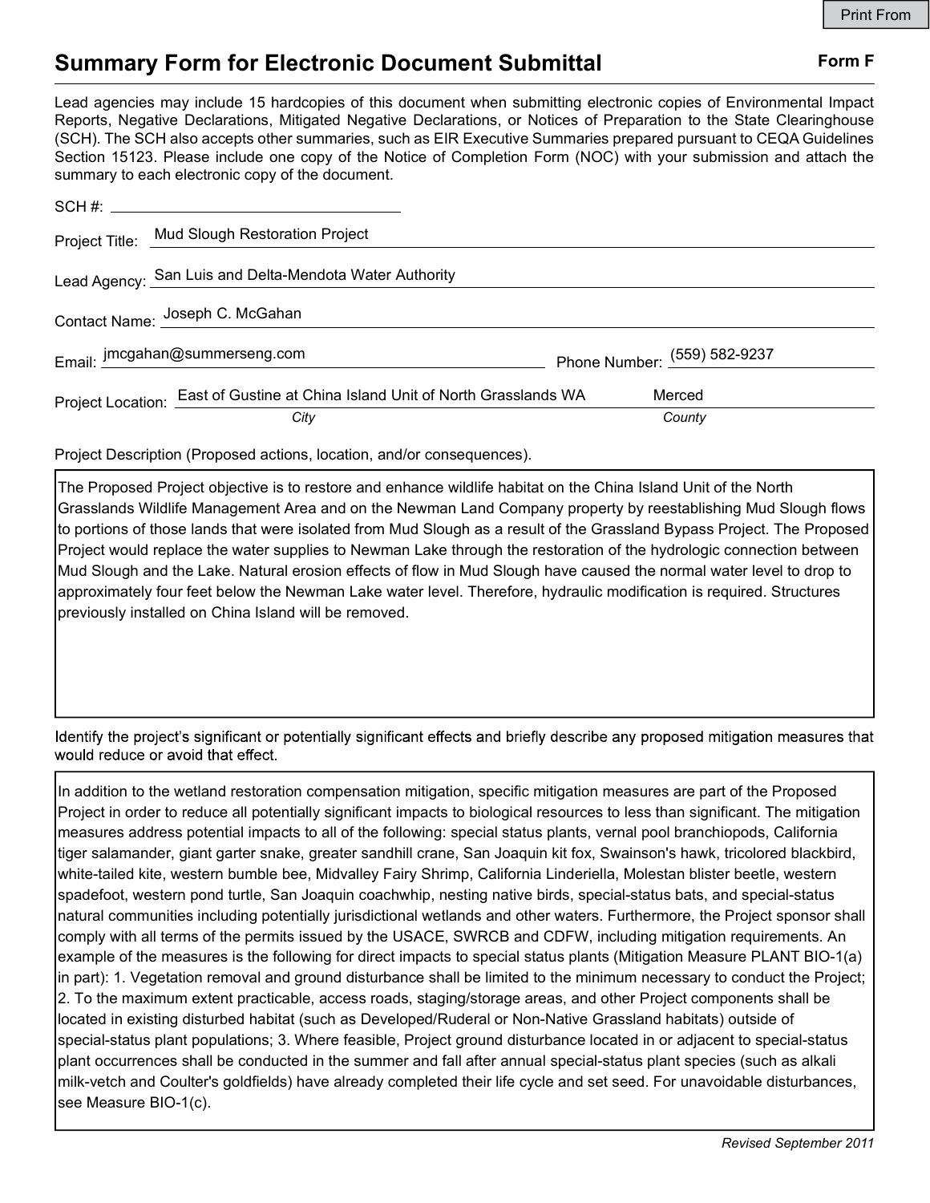# Summary Form for Electronic Document Submittal

**Form F**

Lead agencies may include 15 hardcopies of this document when submitting electronic copies of Environmental Impact Reports, Negative Declarations, Mitigated Negative Declarations, or Notices of Preparation to the State Clearinghouse (SCH). The SCH also accepts other summaries, such as EIR Executive Summaries prepared pursuant to CEQA Guidelines Section 15123. Please include one copy of the Notice of Completion Form (NOC) with your submission and attach the summary to each electronic copy of the document.

SCH #: 

Project Title: Mud Slough Restoration Project

Lead Agency: San Luis and Delta-Mendota Water Authority

Contact Name: Joseph C. McGahan

Email: jmcgahan@summerseng.com    Phone Number: (559) 582-9237

Project Location: East of Gustine at China Island Unit of North Grasslands WA (City)    Merced (County)

Project Description (Proposed actions, location, and/or consequences).

The Proposed Project objective is to restore and enhance wildlife habitat on the China Island Unit of the North Grasslands Wildlife Management Area and on the Newman Land Company property by reestablishing Mud Slough flows to portions of those lands that were isolated from Mud Slough as a result of the Grassland Bypass Project. The Proposed Project would replace the water supplies to Newman Lake through the restoration of the hydrologic connection between Mud Slough and the Lake. Natural erosion effects of flow in Mud Slough have caused the normal water level to drop to approximately four feet below the Newman Lake water level. Therefore, hydraulic modification is required. Structures previously installed on China Island will be removed.

Identify the project's significant or potentially significant effects and briefly describe any proposed mitigation measures that would reduce or avoid that effect.

In addition to the wetland restoration compensation mitigation, specific mitigation measures are part of the Proposed Project in order to reduce all potentially significant impacts to biological resources to less than significant. The mitigation measures address potential impacts to all of the following: special status plants, vernal pool branchiopods, California tiger salamander, giant garter snake, greater sandhill crane, San Joaquin kit fox, Swainson's hawk, tricolored blackbird, white-tailed kite, western bumble bee, Midvalley Fairy Shrimp, California Linderiella, Molestan blister beetle, western spadefoot, western pond turtle, San Joaquin coachwhip, nesting native birds, special-status bats, and special-status natural communities including potentially jurisdictional wetlands and other waters. Furthermore, the Project sponsor shall comply with all terms of the permits issued by the USACE, SWRCB and CDFW, including mitigation requirements. An example of the measures is the following for direct impacts to special status plants (Mitigation Measure PLANT BIO-1(a) in part): 1. Vegetation removal and ground disturbance shall be limited to the minimum necessary to conduct the Project; 2. To the maximum extent practicable, access roads, staging/storage areas, and other Project components shall be located in existing disturbed habitat (such as Developed/Ruderal or Non-Native Grassland habitats) outside of special-status plant populations; 3. Where feasible, Project ground disturbance located in or adjacent to special-status plant occurrences shall be conducted in the summer and fall after annual special-status plant species (such as alkali milk-vetch and Coulter's goldfields) have already completed their life cycle and set seed. For unavoidable disturbances, see Measure BIO-1(c).

*Revised September 2011*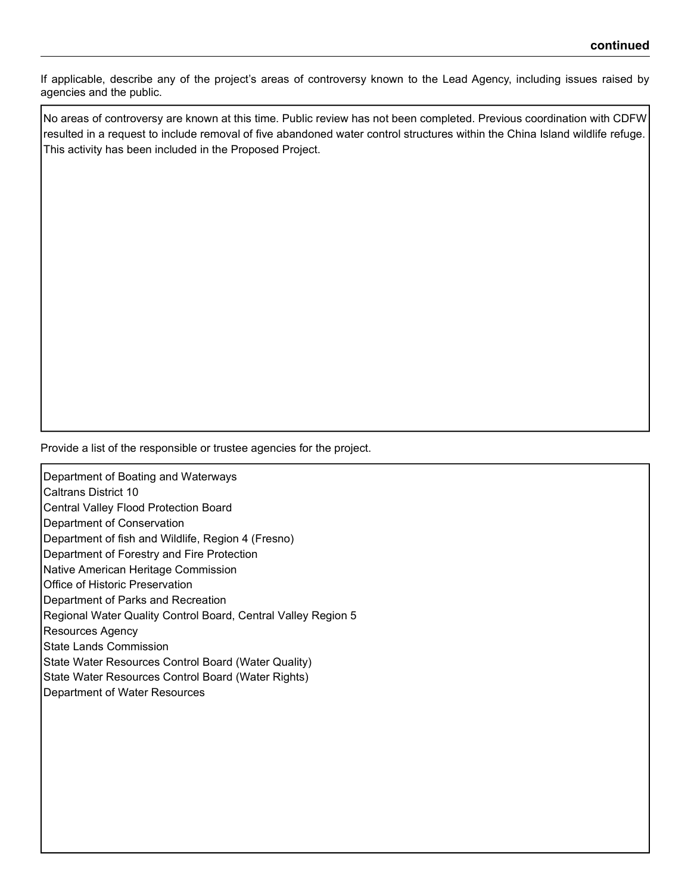**continued**

If applicable, describe any of the project's areas of controversy known to the Lead Agency, including issues raised by agencies and the public.

No areas of controversy are known at this time. Public review has not been completed. Previous coordination with CDFW resulted in a request to include removal of five abandoned water control structures within the China Island wildlife refuge. This activity has been included in the Proposed Project.

Provide a list of the responsible or trustee agencies for the project.

Department of Boating and Waterways
Caltrans District 10
Central Valley Flood Protection Board
Department of Conservation
Department of fish and Wildlife, Region 4 (Fresno)
Department of Forestry and Fire Protection
Native American Heritage Commission
Office of Historic Preservation
Department of Parks and Recreation
Regional Water Quality Control Board, Central Valley Region 5
Resources Agency
State Lands Commission
State Water Resources Control Board (Water Quality)
State Water Resources Control Board (Water Rights)
Department of Water Resources